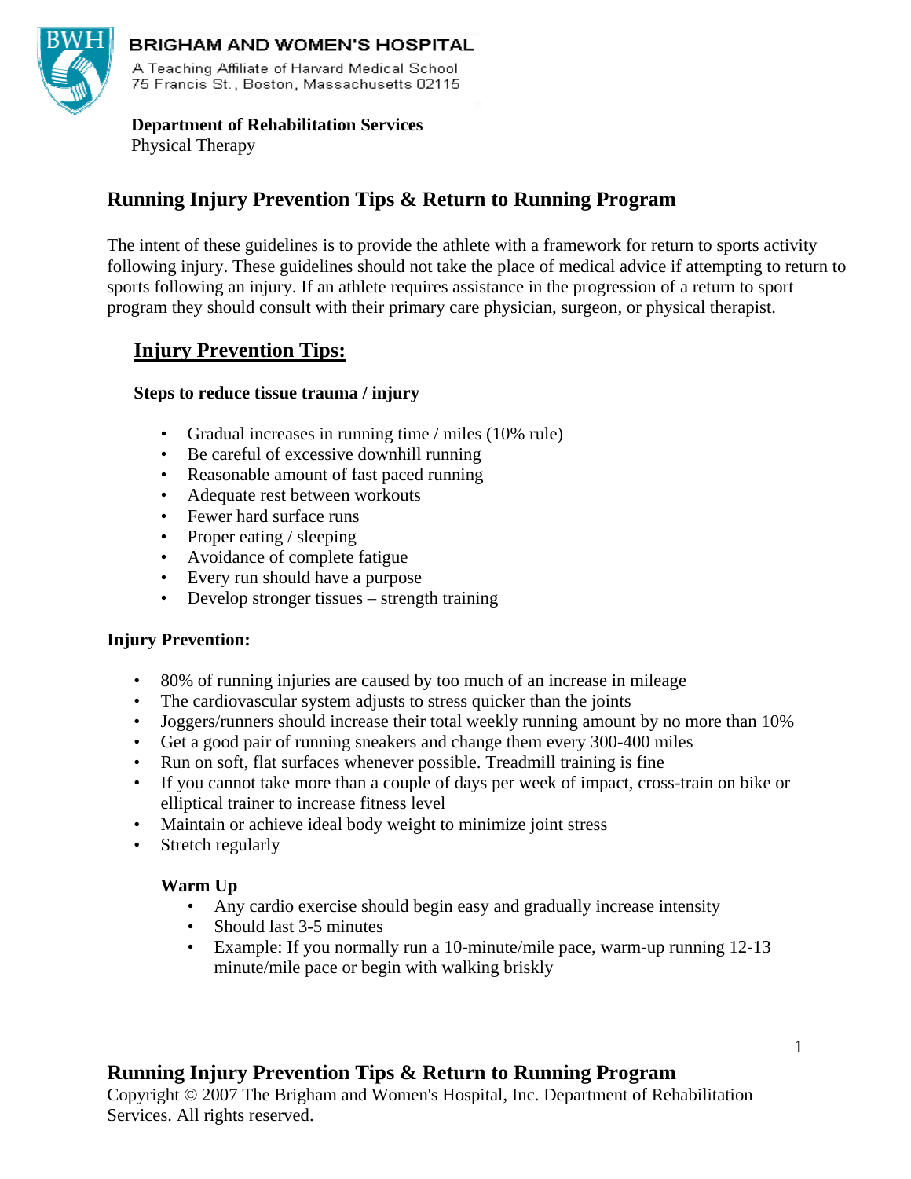**BRIGHAM AND WOMEN'S HOSPITAL**

A Teaching Affiliate of Harvard Medical School
75 Francis St., Boston, Massachusetts 02115

**Department of Rehabilitation Services**
Physical Therapy

# Running Injury Prevention Tips & Return to Running Program

The intent of these guidelines is to provide the athlete with a framework for return to sports activity following injury. These guidelines should not take the place of medical advice if attempting to return to sports following an injury. If an athlete requires assistance in the progression of a return to sport program they should consult with their primary care physician, surgeon, or physical therapist.

## Injury Prevention Tips:

### Steps to reduce tissue trauma / injury

- Gradual increases in running time / miles (10% rule)
- Be careful of excessive downhill running
- Reasonable amount of fast paced running
- Adequate rest between workouts
- Fewer hard surface runs
- Proper eating / sleeping
- Avoidance of complete fatigue
- Every run should have a purpose
- Develop stronger tissues – strength training

### Injury Prevention:

- 80% of running injuries are caused by too much of an increase in mileage
- The cardiovascular system adjusts to stress quicker than the joints
- Joggers/runners should increase their total weekly running amount by no more than 10%
- Get a good pair of running sneakers and change them every 300-400 miles
- Run on soft, flat surfaces whenever possible. Treadmill training is fine
- If you cannot take more than a couple of days per week of impact, cross-train on bike or elliptical trainer to increase fitness level
- Maintain or achieve ideal body weight to minimize joint stress
- Stretch regularly

#### Warm Up

- Any cardio exercise should begin easy and gradually increase intensity
- Should last 3-5 minutes
- Example: If you normally run a 10-minute/mile pace, warm-up running 12-13 minute/mile pace or begin with walking briskly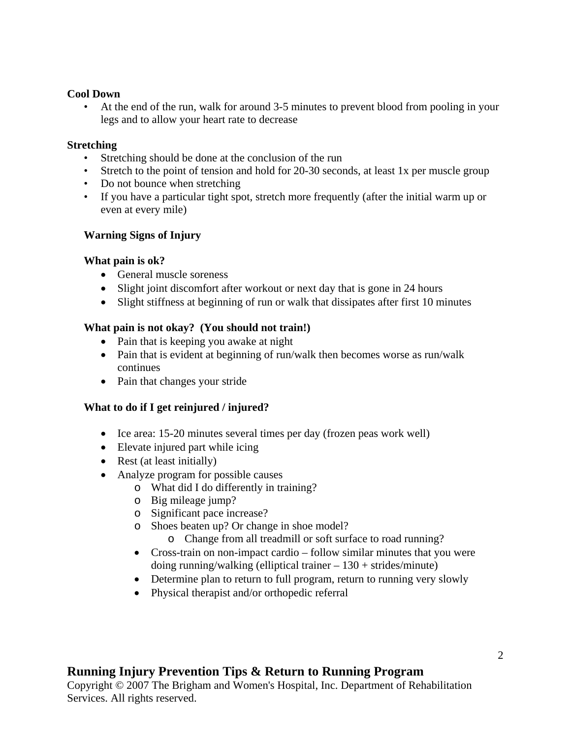**Cool Down**

- At the end of the run, walk for around 3-5 minutes to prevent blood from pooling in your legs and to allow your heart rate to decrease

**Stretching**

- Stretching should be done at the conclusion of the run
- Stretch to the point of tension and hold for 20-30 seconds, at least 1x per muscle group
- Do not bounce when stretching
- If you have a particular tight spot, stretch more frequently (after the initial warm up or even at every mile)

**Warning Signs of Injury**

**What pain is ok?**

- General muscle soreness
- Slight joint discomfort after workout or next day that is gone in 24 hours
- Slight stiffness at beginning of run or walk that dissipates after first 10 minutes

**What pain is not okay? (You should not train!)**

- Pain that is keeping you awake at night
- Pain that is evident at beginning of run/walk then becomes worse as run/walk continues
- Pain that changes your stride

**What to do if I get reinjured / injured?**

- Ice area: 15-20 minutes several times per day (frozen peas work well)
- Elevate injured part while icing
- Rest (at least initially)
- Analyze program for possible causes
    - What did I do differently in training?
    - Big mileage jump?
    - Significant pace increase?
    - Shoes beaten up? Or change in shoe model?
        - Change from all treadmill or soft surface to road running?
    - Cross-train on non-impact cardio – follow similar minutes that you were doing running/walking (elliptical trainer – 130 + strides/minute)
    - Determine plan to return to full program, return to running very slowly
    - Physical therapist and/or orthopedic referral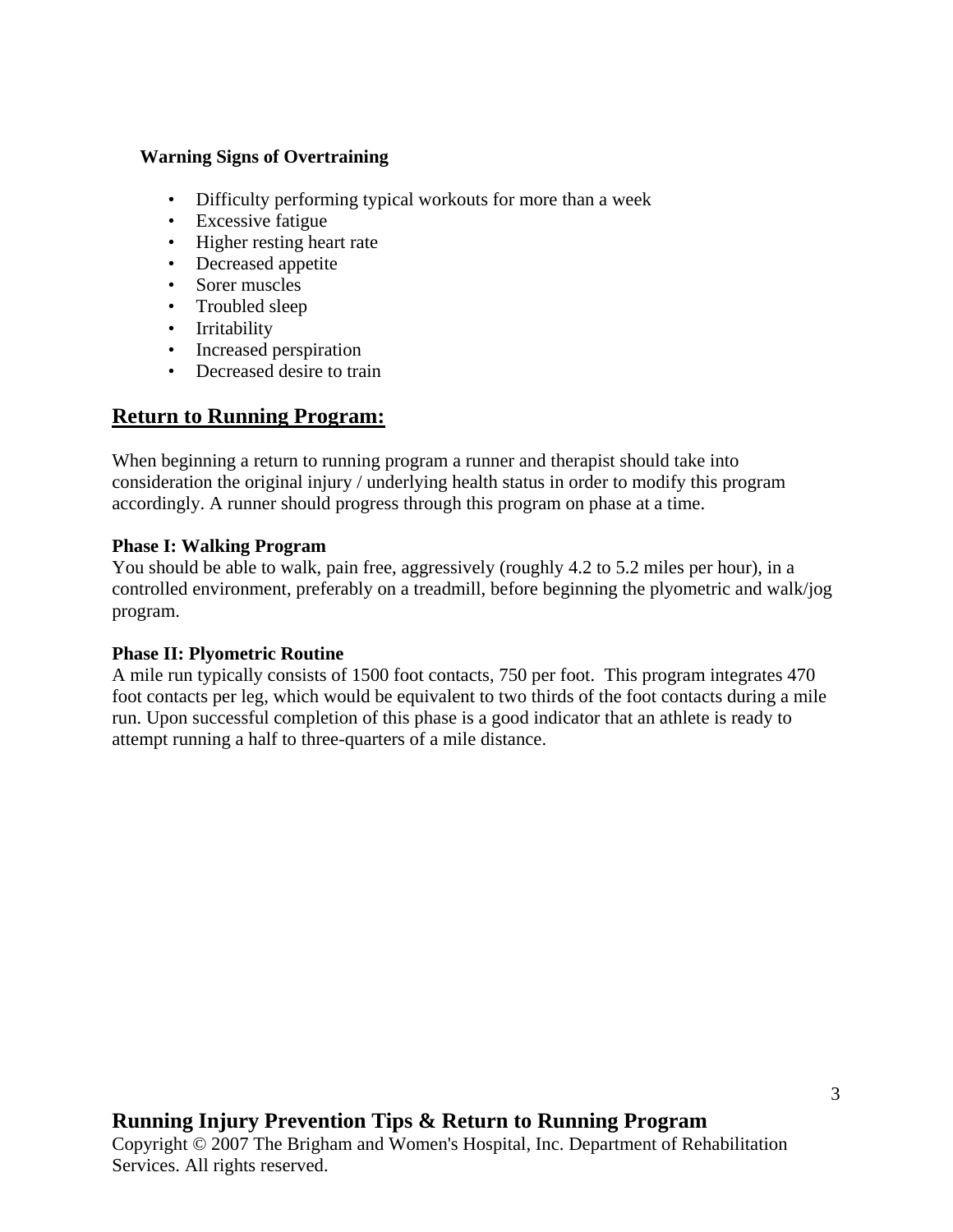**Warning Signs of Overtraining**

- Difficulty performing typical workouts for more than a week
- Excessive fatigue
- Higher resting heart rate
- Decreased appetite
- Sorer muscles
- Troubled sleep
- Irritability
- Increased perspiration
- Decreased desire to train

## Return to Running Program:

When beginning a return to running program a runner and therapist should take into consideration the original injury / underlying health status in order to modify this program accordingly. A runner should progress through this program on phase at a time.

**Phase I: Walking Program**

You should be able to walk, pain free, aggressively (roughly 4.2 to 5.2 miles per hour), in a controlled environment, preferably on a treadmill, before beginning the plyometric and walk/jog program.

**Phase II: Plyometric Routine**

A mile run typically consists of 1500 foot contacts, 750 per foot. This program integrates 470 foot contacts per leg, which would be equivalent to two thirds of the foot contacts during a mile run. Upon successful completion of this phase is a good indicator that an athlete is ready to attempt running a half to three-quarters of a mile distance.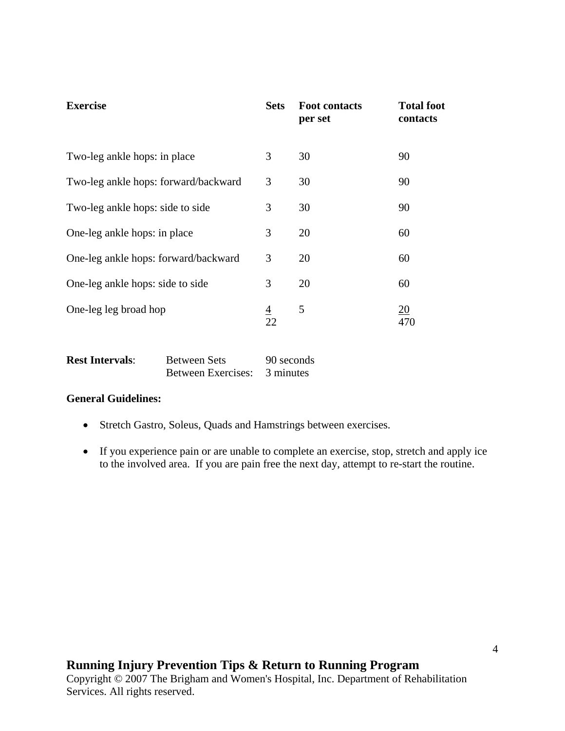| Exercise | Sets | Foot contacts per set | Total foot contacts |
|---|---|---|---|
| Two-leg ankle hops: in place | 3 | 30 | 90 |
| Two-leg ankle hops: forward/backward | 3 | 30 | 90 |
| Two-leg ankle hops: side to side | 3 | 30 | 90 |
| One-leg ankle hops: in place | 3 | 20 | 60 |
| One-leg ankle hops: forward/backward | 3 | 20 | 60 |
| One-leg ankle hops: side to side | 3 | 20 | 60 |
| One-leg leg broad hop | 4 | 5 | 20 |
| | 22 | | 470 |

| **Rest Intervals**: | Between Sets | 90 seconds |
|---|---|---|
| | Between Exercises: | 3 minutes |

**General Guidelines:**

- Stretch Gastro, Soleus, Quads and Hamstrings between exercises.
- If you experience pain or are unable to complete an exercise, stop, stretch and apply ice to the involved area. If you are pain free the next day, attempt to re-start the routine.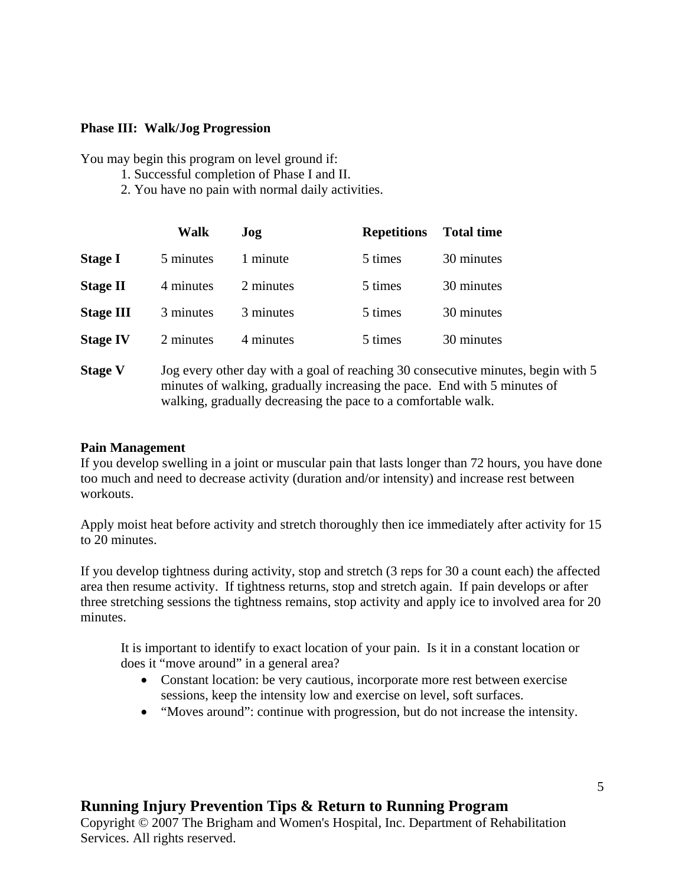**Phase III: Walk/Jog Progression**

You may begin this program on level ground if:

1. Successful completion of Phase I and II.
2. You have no pain with normal daily activities.

| | Walk | Jog | Repetitions | Total time |
|---|---|---|---|---|
| **Stage I** | 5 minutes | 1 minute | 5 times | 30 minutes |
| **Stage II** | 4 minutes | 2 minutes | 5 times | 30 minutes |
| **Stage III** | 3 minutes | 3 minutes | 5 times | 30 minutes |
| **Stage IV** | 2 minutes | 4 minutes | 5 times | 30 minutes |
| **Stage V** | Jog every other day with a goal of reaching 30 consecutive minutes, begin with 5 minutes of walking, gradually increasing the pace. End with 5 minutes of walking, gradually decreasing the pace to a comfortable walk. | | | |

**Pain Management**

If you develop swelling in a joint or muscular pain that lasts longer than 72 hours, you have done too much and need to decrease activity (duration and/or intensity) and increase rest between workouts.

Apply moist heat before activity and stretch thoroughly then ice immediately after activity for 15 to 20 minutes.

If you develop tightness during activity, stop and stretch (3 reps for 30 a count each) the affected area then resume activity. If tightness returns, stop and stretch again. If pain develops or after three stretching sessions the tightness remains, stop activity and apply ice to involved area for 20 minutes.

It is important to identify to exact location of your pain. Is it in a constant location or does it "move around" in a general area?

- Constant location: be very cautious, incorporate more rest between exercise sessions, keep the intensity low and exercise on level, soft surfaces.
- "Moves around": continue with progression, but do not increase the intensity.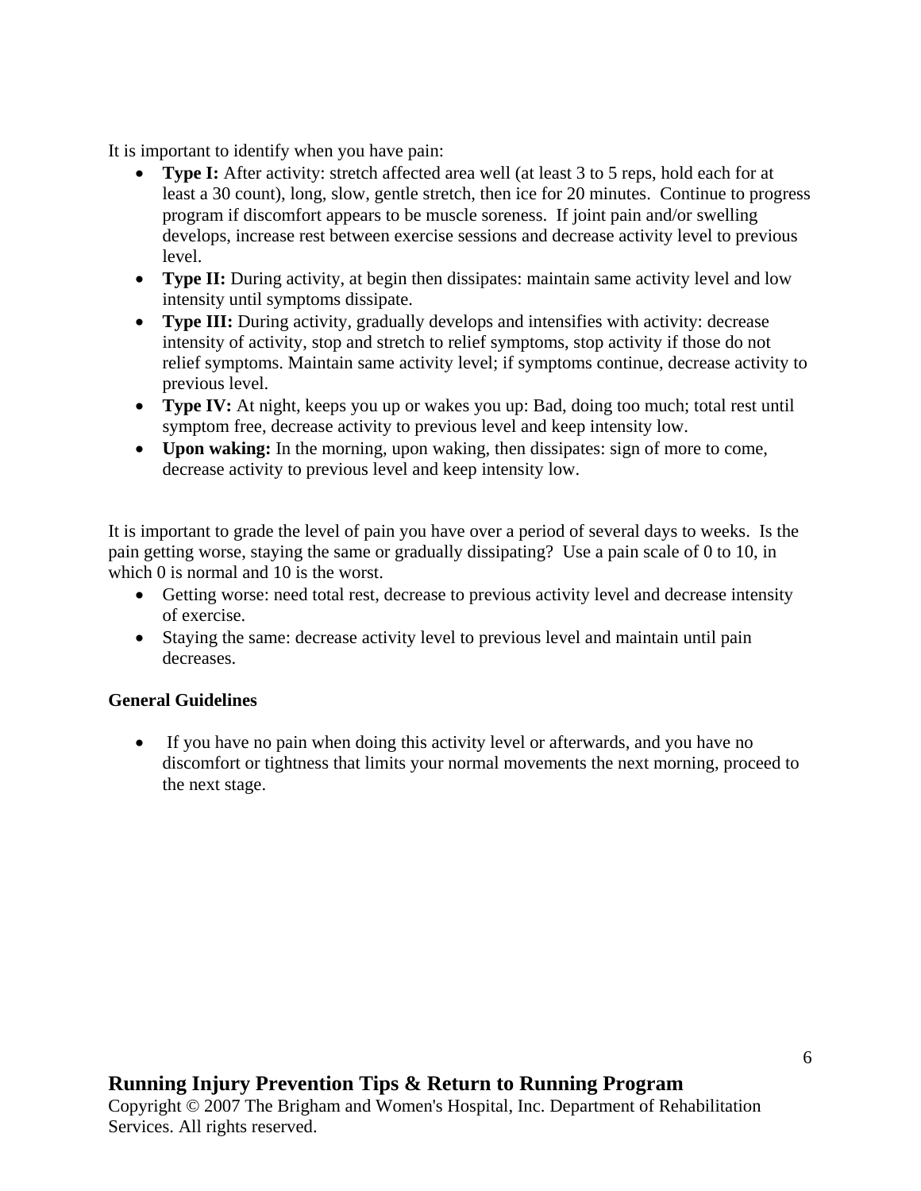It is important to identify when you have pain:

- **Type I:** After activity: stretch affected area well (at least 3 to 5 reps, hold each for at least a 30 count), long, slow, gentle stretch, then ice for 20 minutes. Continue to progress program if discomfort appears to be muscle soreness. If joint pain and/or swelling develops, increase rest between exercise sessions and decrease activity level to previous level.
- **Type II:** During activity, at begin then dissipates: maintain same activity level and low intensity until symptoms dissipate.
- **Type III:** During activity, gradually develops and intensifies with activity: decrease intensity of activity, stop and stretch to relief symptoms, stop activity if those do not relief symptoms. Maintain same activity level; if symptoms continue, decrease activity to previous level.
- **Type IV:** At night, keeps you up or wakes you up: Bad, doing too much; total rest until symptom free, decrease activity to previous level and keep intensity low.
- **Upon waking:** In the morning, upon waking, then dissipates: sign of more to come, decrease activity to previous level and keep intensity low.

It is important to grade the level of pain you have over a period of several days to weeks. Is the pain getting worse, staying the same or gradually dissipating? Use a pain scale of 0 to 10, in which 0 is normal and 10 is the worst.

- Getting worse: need total rest, decrease to previous activity level and decrease intensity of exercise.
- Staying the same: decrease activity level to previous level and maintain until pain decreases.

**General Guidelines**

- If you have no pain when doing this activity level or afterwards, and you have no discomfort or tightness that limits your normal movements the next morning, proceed to the next stage.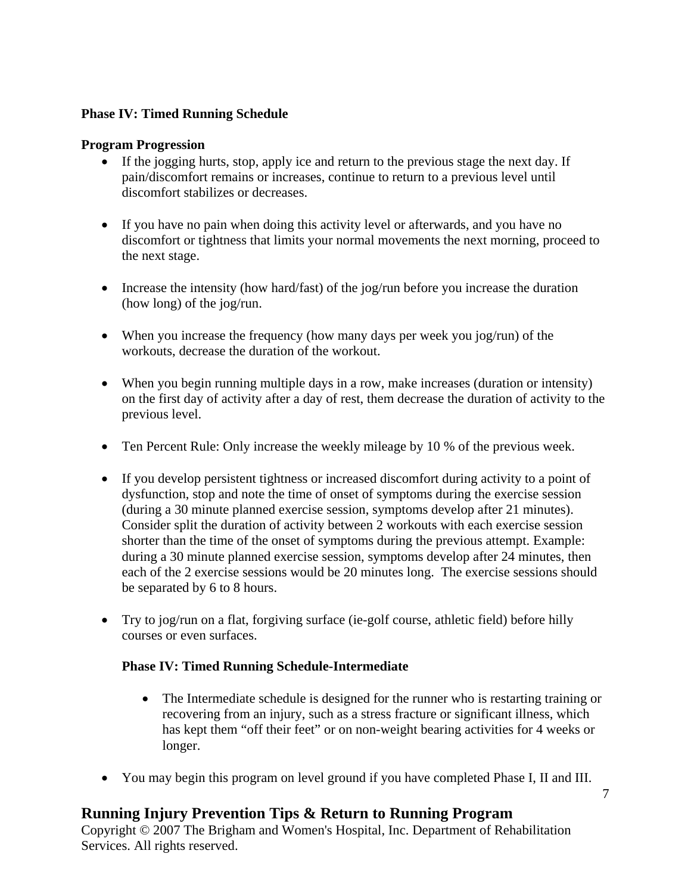**Phase IV: Timed Running Schedule**

**Program Progression**

- If the jogging hurts, stop, apply ice and return to the previous stage the next day. If pain/discomfort remains or increases, continue to return to a previous level until discomfort stabilizes or decreases.

- If you have no pain when doing this activity level or afterwards, and you have no discomfort or tightness that limits your normal movements the next morning, proceed to the next stage.

- Increase the intensity (how hard/fast) of the jog/run before you increase the duration (how long) of the jog/run.

- When you increase the frequency (how many days per week you jog/run) of the workouts, decrease the duration of the workout.

- When you begin running multiple days in a row, make increases (duration or intensity) on the first day of activity after a day of rest, them decrease the duration of activity to the previous level.

- Ten Percent Rule: Only increase the weekly mileage by 10 % of the previous week.

- If you develop persistent tightness or increased discomfort during activity to a point of dysfunction, stop and note the time of onset of symptoms during the exercise session (during a 30 minute planned exercise session, symptoms develop after 21 minutes). Consider split the duration of activity between 2 workouts with each exercise session shorter than the time of the onset of symptoms during the previous attempt. Example: during a 30 minute planned exercise session, symptoms develop after 24 minutes, then each of the 2 exercise sessions would be 20 minutes long. The exercise sessions should be separated by 6 to 8 hours.

- Try to jog/run on a flat, forgiving surface (ie-golf course, athletic field) before hilly courses or even surfaces.

**Phase IV: Timed Running Schedule-Intermediate**

- The Intermediate schedule is designed for the runner who is restarting training or recovering from an injury, such as a stress fracture or significant illness, which has kept them "off their feet" or on non-weight bearing activities for 4 weeks or longer.

- You may begin this program on level ground if you have completed Phase I, II and III.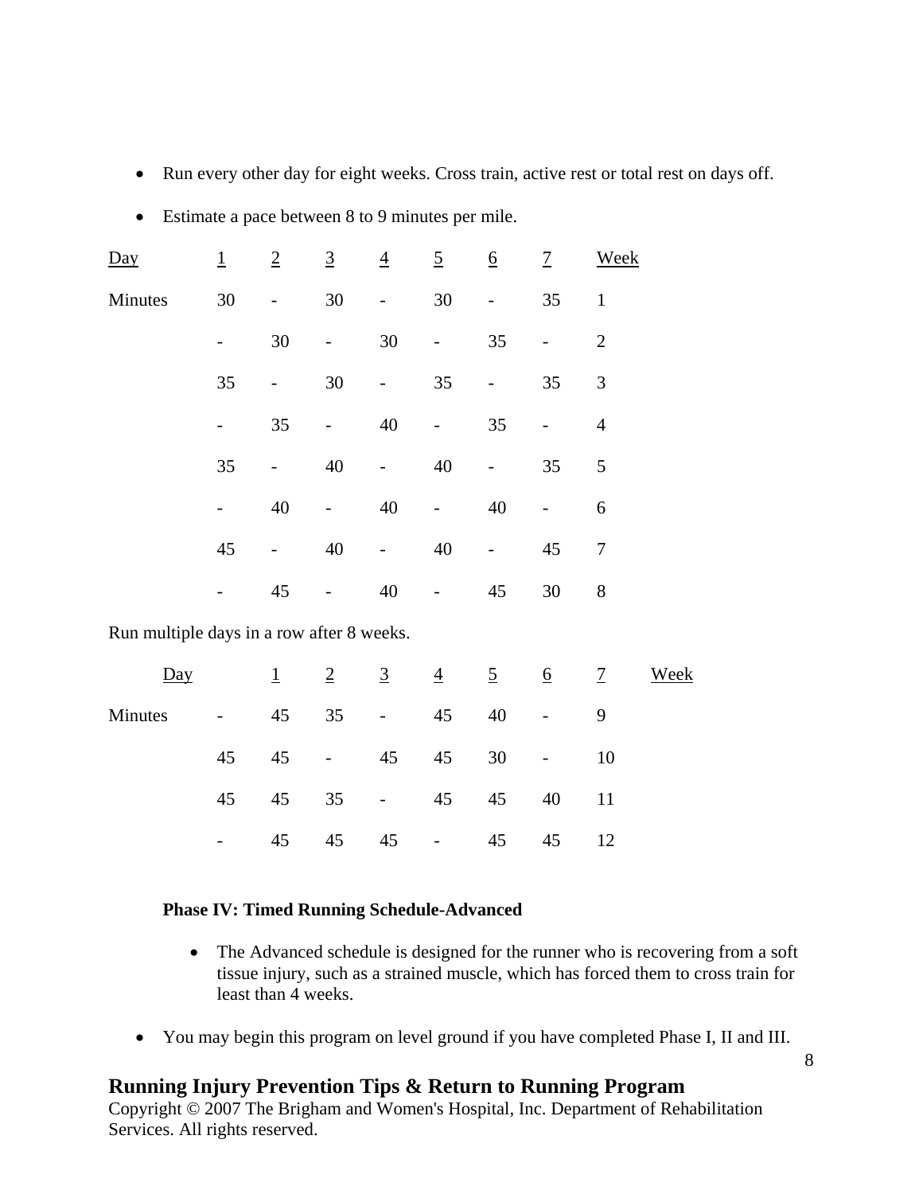- Run every other day for eight weeks. Cross train, active rest or total rest on days off.
- Estimate a pace between 8 to 9 minutes per mile.

| Day | 1 | 2 | 3 | 4 | 5 | 6 | 7 | Week |
|---|---|---|---|---|---|---|---|---|
| Minutes | 30 | - | 30 | - | 30 | - | 35 | 1 |
| | - | 30 | - | 30 | - | 35 | - | 2 |
| | 35 | - | 30 | - | 35 | - | 35 | 3 |
| | - | 35 | - | 40 | - | 35 | - | 4 |
| | 35 | - | 40 | - | 40 | - | 35 | 5 |
| | - | 40 | - | 40 | - | 40 | - | 6 |
| | 45 | - | 40 | - | 40 | - | 45 | 7 |
| | - | 45 | - | 40 | - | 45 | 30 | 8 |

Run multiple days in a row after 8 weeks.

| Day | 1 | 2 | 3 | 4 | 5 | 6 | 7 | Week |
|---|---|---|---|---|---|---|---|---|
| Minutes | - | 45 | 35 | - | 45 | 40 | - | 9 |
| | 45 | 45 | - | 45 | 45 | 30 | - | 10 |
| | 45 | 45 | 35 | - | 45 | 45 | 40 | 11 |
| | - | 45 | 45 | 45 | - | 45 | 45 | 12 |

**Phase IV: Timed Running Schedule-Advanced**

- The Advanced schedule is designed for the runner who is recovering from a soft tissue injury, such as a strained muscle, which has forced them to cross train for least than 4 weeks.

- You may begin this program on level ground if you have completed Phase I, II and III.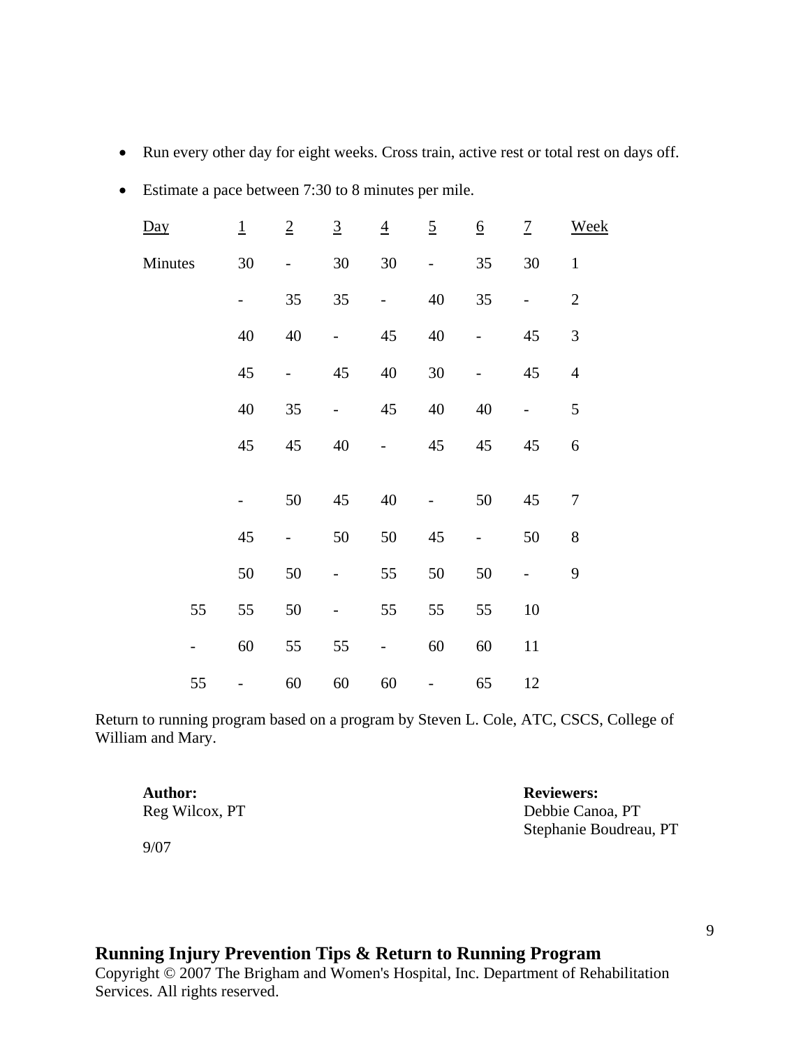- Run every other day for eight weeks. Cross train, active rest or total rest on days off.
- Estimate a pace between 7:30 to 8 minutes per mile.

| Day | 1 | 2 | 3 | 4 | 5 | 6 | 7 | Week |
|---|---|---|---|---|---|---|---|---|
| Minutes | 30 | - | 30 | 30 | - | 35 | 30 | 1 |
| | - | 35 | 35 | - | 40 | 35 | - | 2 |
| | 40 | 40 | - | 45 | 40 | - | 45 | 3 |
| | 45 | - | 45 | 40 | 30 | - | 45 | 4 |
| | 40 | 35 | - | 45 | 40 | 40 | - | 5 |
| | 45 | 45 | 40 | - | 45 | 45 | 45 | 6 |
| | - | 50 | 45 | 40 | - | 50 | 45 | 7 |
| | 45 | - | 50 | 50 | 45 | - | 50 | 8 |
| | 50 | 50 | - | 55 | 50 | 50 | - | 9 |
| | 55 | 55 | 50 | - | 55 | 55 | 55 | 10 |
| | - | 60 | 55 | 55 | - | 60 | 60 | 11 |
| | 55 | - | 60 | 60 | 60 | - | 65 | 12 |

Return to running program based on a program by Steven L. Cole, ATC, CSCS, College of William and Mary.

**Author:**
Reg Wilcox, PT

9/07

**Reviewers:**
Debbie Canoa, PT
Stephanie Boudreau, PT

**Running Injury Prevention Tips & Return to Running Program**
Copyright © 2007 The Brigham and Women's Hospital, Inc. Department of Rehabilitation Services. All rights reserved.